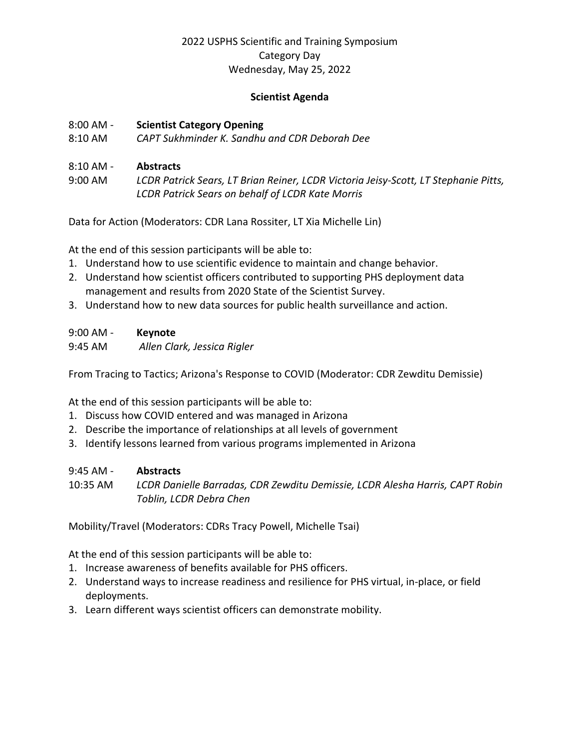2022 USPHS Scientific and Training Symposium
Category Day
Wednesday, May 25, 2022

**Scientist Agenda**

8:00 AM - 8:10 AM **Scientist Category Opening**
*CAPT Sukhminder K. Sandhu and CDR Deborah Dee*

8:10 AM - 9:00 AM **Abstracts**
*LCDR Patrick Sears, LT Brian Reiner, LCDR Victoria Jeisy-Scott, LT Stephanie Pitts, LCDR Patrick Sears on behalf of LCDR Kate Morris*

Data for Action (Moderators: CDR Lana Rossiter, LT Xia Michelle Lin)

At the end of this session participants will be able to:

1. Understand how to use scientific evidence to maintain and change behavior.
2. Understand how scientist officers contributed to supporting PHS deployment data management and results from 2020 State of the Scientist Survey.
3. Understand how to new data sources for public health surveillance and action.

9:00 AM - 9:45 AM **Keynote**
*Allen Clark, Jessica Rigler*

From Tracing to Tactics; Arizona's Response to COVID (Moderator: CDR Zewditu Demissie)

At the end of this session participants will be able to:

1. Discuss how COVID entered and was managed in Arizona
2. Describe the importance of relationships at all levels of government
3. Identify lessons learned from various programs implemented in Arizona

9:45 AM - 10:35 AM **Abstracts**
*LCDR Danielle Barradas, CDR Zewditu Demissie, LCDR Alesha Harris, CAPT Robin Toblin, LCDR Debra Chen*

Mobility/Travel (Moderators: CDRs Tracy Powell, Michelle Tsai)

At the end of this session participants will be able to:

1. Increase awareness of benefits available for PHS officers.
2. Understand ways to increase readiness and resilience for PHS virtual, in-place, or field deployments.
3. Learn different ways scientist officers can demonstrate mobility.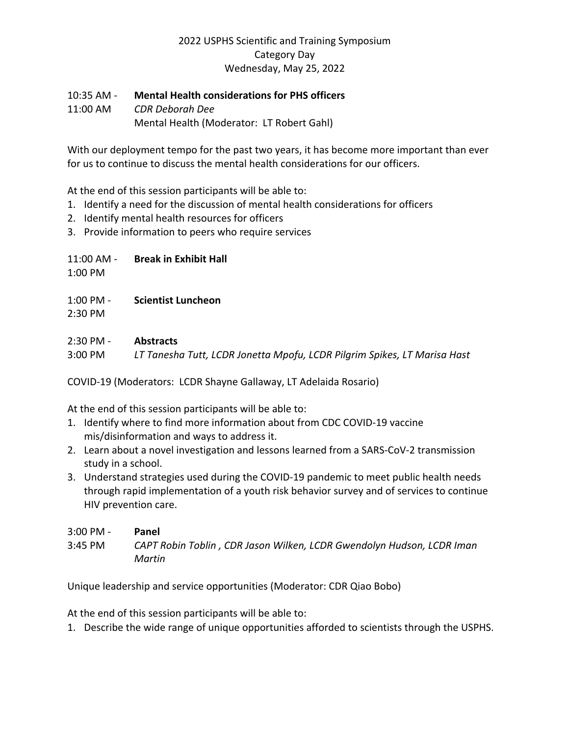2022 USPHS Scientific and Training Symposium
Category Day
Wednesday, May 25, 2022

10:35 AM - 11:00 AM **Mental Health considerations for PHS officers**
*CDR Deborah Dee*
Mental Health (Moderator: LT Robert Gahl)

With our deployment tempo for the past two years, it has become more important than ever for us to continue to discuss the mental health considerations for our officers.

At the end of this session participants will be able to:

1. Identify a need for the discussion of mental health considerations for officers
2. Identify mental health resources for officers
3. Provide information to peers who require services

11:00 AM - 1:00 PM **Break in Exhibit Hall**

1:00 PM - 2:30 PM **Scientist Luncheon**

2:30 PM - 3:00 PM **Abstracts**
*LT Tanesha Tutt, LCDR Jonetta Mpofu, LCDR Pilgrim Spikes, LT Marisa Hast*

COVID-19 (Moderators: LCDR Shayne Gallaway, LT Adelaida Rosario)

At the end of this session participants will be able to:

1. Identify where to find more information about from CDC COVID-19 vaccine mis/disinformation and ways to address it.
2. Learn about a novel investigation and lessons learned from a SARS-CoV-2 transmission study in a school.
3. Understand strategies used during the COVID-19 pandemic to meet public health needs through rapid implementation of a youth risk behavior survey and of services to continue HIV prevention care.

3:00 PM - 3:45 PM **Panel**
*CAPT Robin Toblin , CDR Jason Wilken, LCDR Gwendolyn Hudson, LCDR Iman Martin*

Unique leadership and service opportunities (Moderator: CDR Qiao Bobo)

At the end of this session participants will be able to:

1. Describe the wide range of unique opportunities afforded to scientists through the USPHS.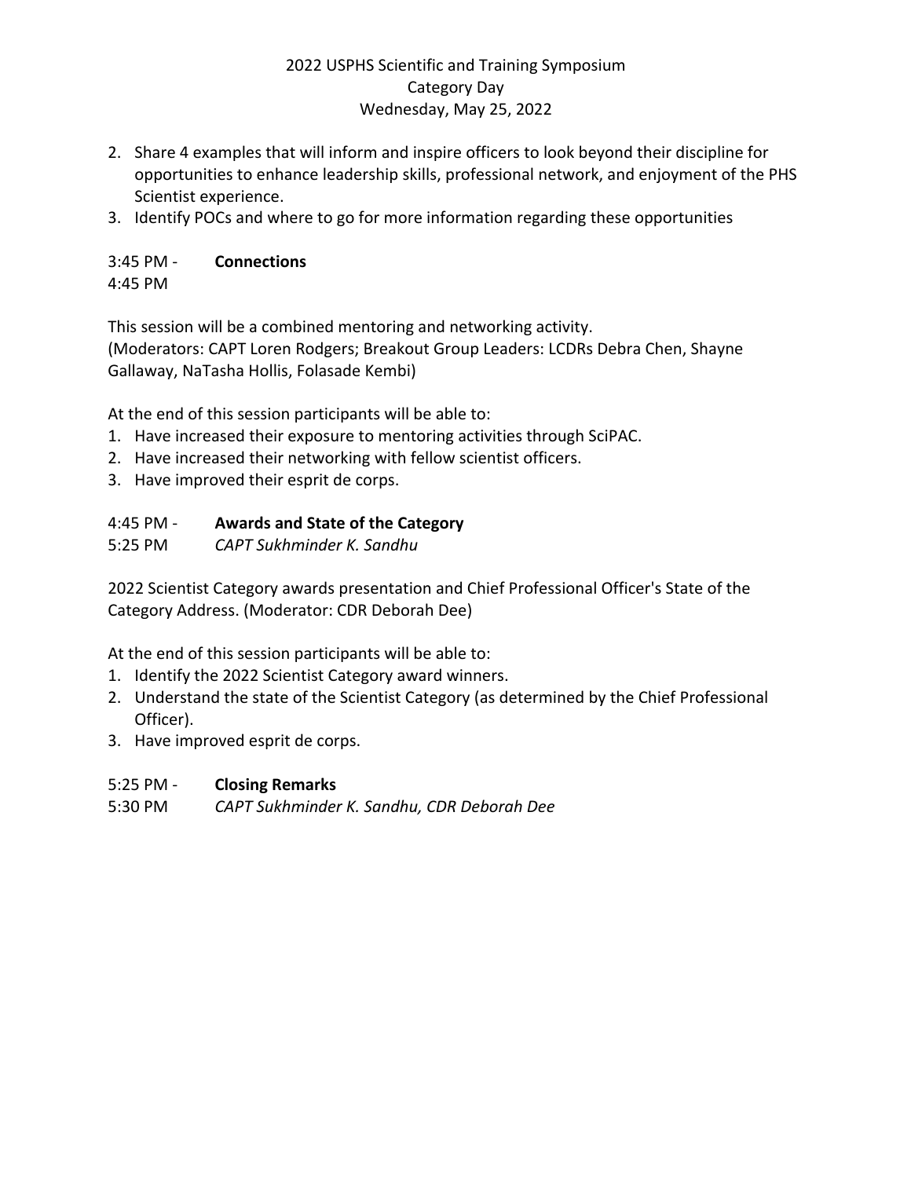2. Share 4 examples that will inform and inspire officers to look beyond their discipline for opportunities to enhance leadership skills, professional network, and enjoyment of the PHS Scientist experience.
3. Identify POCs and where to go for more information regarding these opportunities

3:45 PM - 4:45 PM **Connections**

This session will be a combined mentoring and networking activity. (Moderators: CAPT Loren Rodgers; Breakout Group Leaders: LCDRs Debra Chen, Shayne Gallaway, NaTasha Hollis, Folasade Kembi)

At the end of this session participants will be able to:

1. Have increased their exposure to mentoring activities through SciPAC.
2. Have increased their networking with fellow scientist officers.
3. Have improved their esprit de corps.

4:45 PM - 5:25 PM **Awards and State of the Category**
*CAPT Sukhminder K. Sandhu*

2022 Scientist Category awards presentation and Chief Professional Officer's State of the Category Address. (Moderator: CDR Deborah Dee)

At the end of this session participants will be able to:

1. Identify the 2022 Scientist Category award winners.
2. Understand the state of the Scientist Category (as determined by the Chief Professional Officer).
3. Have improved esprit de corps.

5:25 PM - 5:30 PM **Closing Remarks**
*CAPT Sukhminder K. Sandhu, CDR Deborah Dee*